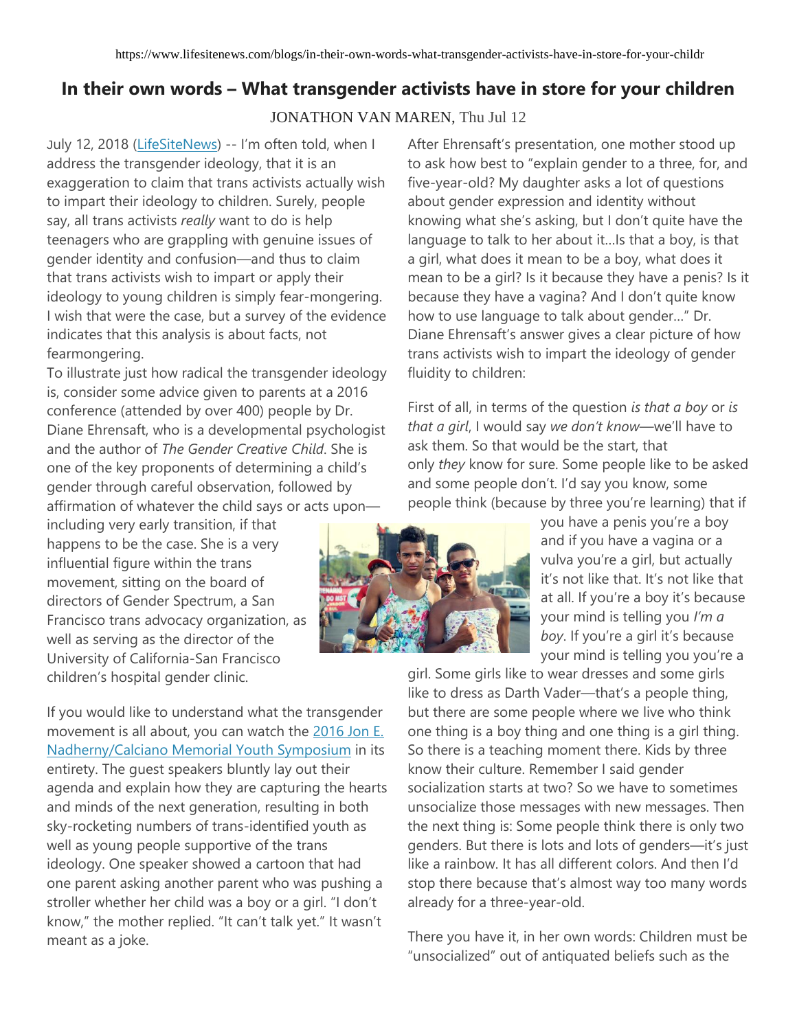https://www.lifesitenews.com/blogs/in-their-own-words-what-transgender-activists-have-in-store-for-your-childr

# In their own words – What transgender activists have in store for your children

JONATHON VAN MAREN, Thu Jul 12

July 12, 2018 (LifeSiteNews) -- I'm often told, when I address the transgender ideology, that it is an exaggeration to claim that trans activists actually wish to impart their ideology to children. Surely, people say, all trans activists *really* want to do is help teenagers who are grappling with genuine issues of gender identity and confusion—and thus to claim that trans activists wish to impart or apply their ideology to young children is simply fear-mongering. I wish that were the case, but a survey of the evidence indicates that this analysis is about facts, not fearmongering.

To illustrate just how radical the transgender ideology is, consider some advice given to parents at a 2016 conference (attended by over 400) people by Dr. Diane Ehrensaft, who is a developmental psychologist and the author of *The Gender Creative Child*. She is one of the key proponents of determining a child's gender through careful observation, followed by affirmation of whatever the child says or acts upon—including very early transition, if that happens to be the case. She is a very influential figure within the trans movement, sitting on the board of directors of Gender Spectrum, a San Francisco trans advocacy organization, as well as serving as the director of the University of California-San Francisco children's hospital gender clinic.

If you would like to understand what the transgender movement is all about, you can watch the 2016 Jon E. Nadherny/Calciano Memorial Youth Symposium in its entirety. The guest speakers bluntly lay out their agenda and explain how they are capturing the hearts and minds of the next generation, resulting in both sky-rocketing numbers of trans-identified youth as well as young people supportive of the trans ideology. One speaker showed a cartoon that had one parent asking another parent who was pushing a stroller whether her child was a boy or a girl. "I don't know," the mother replied. "It can't talk yet." It wasn't meant as a joke.

After Ehrensaft's presentation, one mother stood up to ask how best to "explain gender to a three, for, and five-year-old? My daughter asks a lot of questions about gender expression and identity without knowing what she's asking, but I don't quite have the language to talk to her about it…Is that a boy, is that a girl, what does it mean to be a boy, what does it mean to be a girl? Is it because they have a penis? Is it because they have a vagina? And I don't quite know how to use language to talk about gender…" Dr. Diane Ehrensaft's answer gives a clear picture of how trans activists wish to impart the ideology of gender fluidity to children:

First of all, in terms of the question *is that a boy* or *is that a girl*, I would say *we don't know*—we'll have to ask them. So that would be the start, that only *they* know for sure. Some people like to be asked and some people don't. I'd say you know, some people think (because by three you're learning) that if you have a penis you're a boy and if you have a vagina or a vulva you're a girl, but actually it's not like that. It's not like that at all. If you're a boy it's because your mind is telling you *I'm a boy*. If you're a girl it's because your mind is telling you you're a girl. Some girls like to wear dresses and some girls like to dress as Darth Vader—that's a people thing, but there are some people where we live who think one thing is a boy thing and one thing is a girl thing. So there is a teaching moment there. Kids by three know their culture. Remember I said gender socialization starts at two? So we have to sometimes unsocialize those messages with new messages. Then the next thing is: Some people think there is only two genders. But there is lots and lots of genders—it's just like a rainbow. It has all different colors. And then I'd stop there because that's almost way too many words already for a three-year-old.

There you have it, in her own words: Children must be "unsocialized" out of antiquated beliefs such as the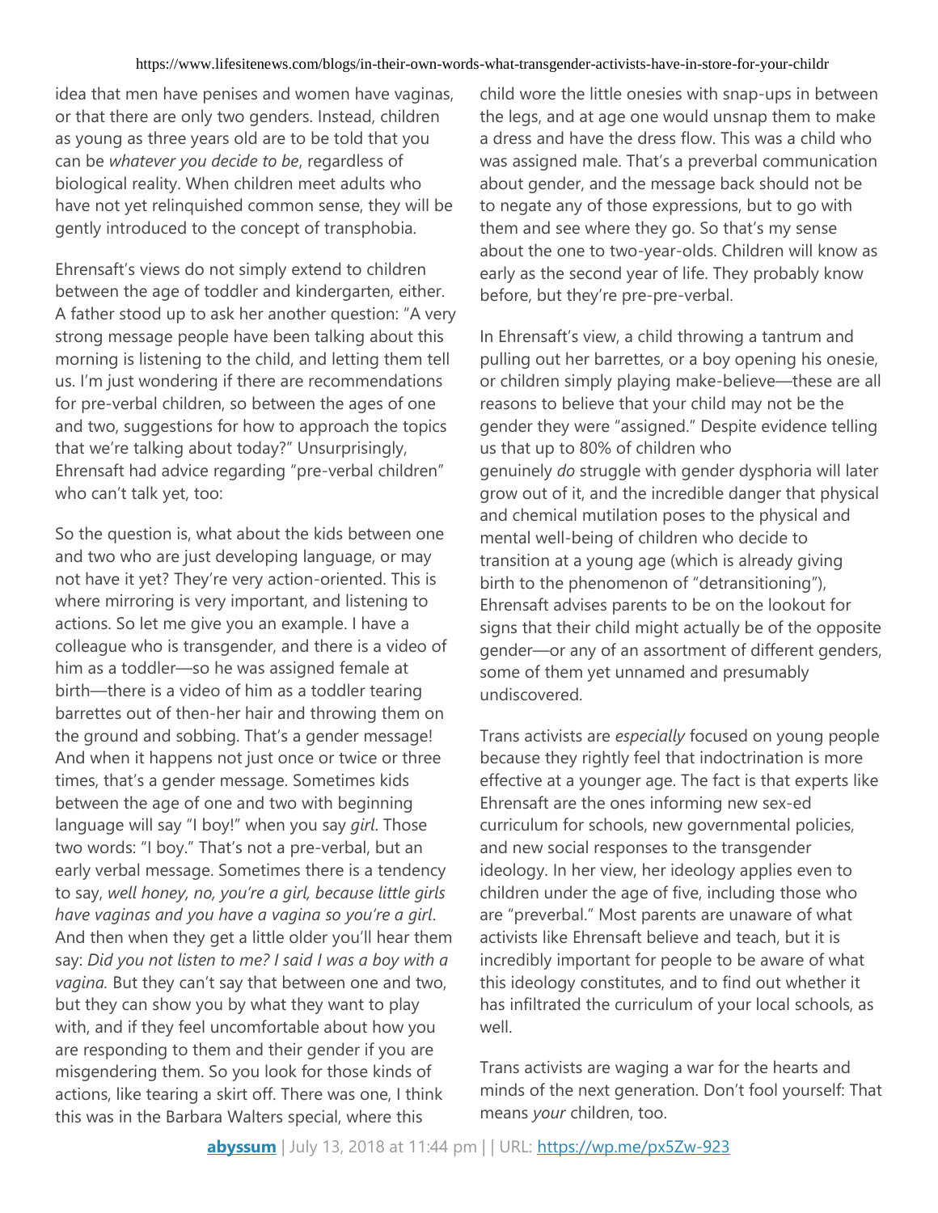idea that men have penises and women have vaginas, or that there are only two genders. Instead, children as young as three years old are to be told that you can be *whatever you decide to be*, regardless of biological reality. When children meet adults who have not yet relinquished common sense, they will be gently introduced to the concept of transphobia.

Ehrensaft's views do not simply extend to children between the age of toddler and kindergarten, either. A father stood up to ask her another question: "A very strong message people have been talking about this morning is listening to the child, and letting them tell us. I'm just wondering if there are recommendations for pre-verbal children, so between the ages of one and two, suggestions for how to approach the topics that we're talking about today?" Unsurprisingly, Ehrensaft had advice regarding "pre-verbal children" who can't talk yet, too:

So the question is, what about the kids between one and two who are just developing language, or may not have it yet? They're very action-oriented. This is where mirroring is very important, and listening to actions. So let me give you an example. I have a colleague who is transgender, and there is a video of him as a toddler—so he was assigned female at birth—there is a video of him as a toddler tearing barrettes out of then-her hair and throwing them on the ground and sobbing. That's a gender message! And when it happens not just once or twice or three times, that's a gender message. Sometimes kids between the age of one and two with beginning language will say "I boy!" when you say *girl*. Those two words: "I boy." That's not a pre-verbal, but an early verbal message. Sometimes there is a tendency to say, *well honey, no, you're a girl, because little girls have vaginas and you have a vagina so you're a girl*. And then when they get a little older you'll hear them say: *Did you not listen to me? I said I was a boy with a vagina.* But they can't say that between one and two, but they can show you by what they want to play with, and if they feel uncomfortable about how you are responding to them and their gender if you are misgendering them. So you look for those kinds of actions, like tearing a skirt off. There was one, I think this was in the Barbara Walters special, where this child wore the little onesies with snap-ups in between the legs, and at age one would unsnap them to make a dress and have the dress flow. This was a child who was assigned male. That's a preverbal communication about gender, and the message back should not be to negate any of those expressions, but to go with them and see where they go. So that's my sense about the one to two-year-olds. Children will know as early as the second year of life. They probably know before, but they're pre-pre-verbal.

In Ehrensaft's view, a child throwing a tantrum and pulling out her barrettes, or a boy opening his onesie, or children simply playing make-believe—these are all reasons to believe that your child may not be the gender they were "assigned." Despite evidence telling us that up to 80% of children who genuinely *do* struggle with gender dysphoria will later grow out of it, and the incredible danger that physical and chemical mutilation poses to the physical and mental well-being of children who decide to transition at a young age (which is already giving birth to the phenomenon of "detransitioning"), Ehrensaft advises parents to be on the lookout for signs that their child might actually be of the opposite gender—or any of an assortment of different genders, some of them yet unnamed and presumably undiscovered.

Trans activists are *especially* focused on young people because they rightly feel that indoctrination is more effective at a younger age. The fact is that experts like Ehrensaft are the ones informing new sex-ed curriculum for schools, new governmental policies, and new social responses to the transgender ideology. In her view, her ideology applies even to children under the age of five, including those who are "preverbal." Most parents are unaware of what activists like Ehrensaft believe and teach, but it is incredibly important for people to be aware of what this ideology constitutes, and to find out whether it has infiltrated the curriculum of your local schools, as well.

Trans activists are waging a war for the hearts and minds of the next generation. Don't fool yourself: That means *your* children, too.

**abyssum** | July 13, 2018 at 11:44 pm | | URL: https://wp.me/px5Zw-923